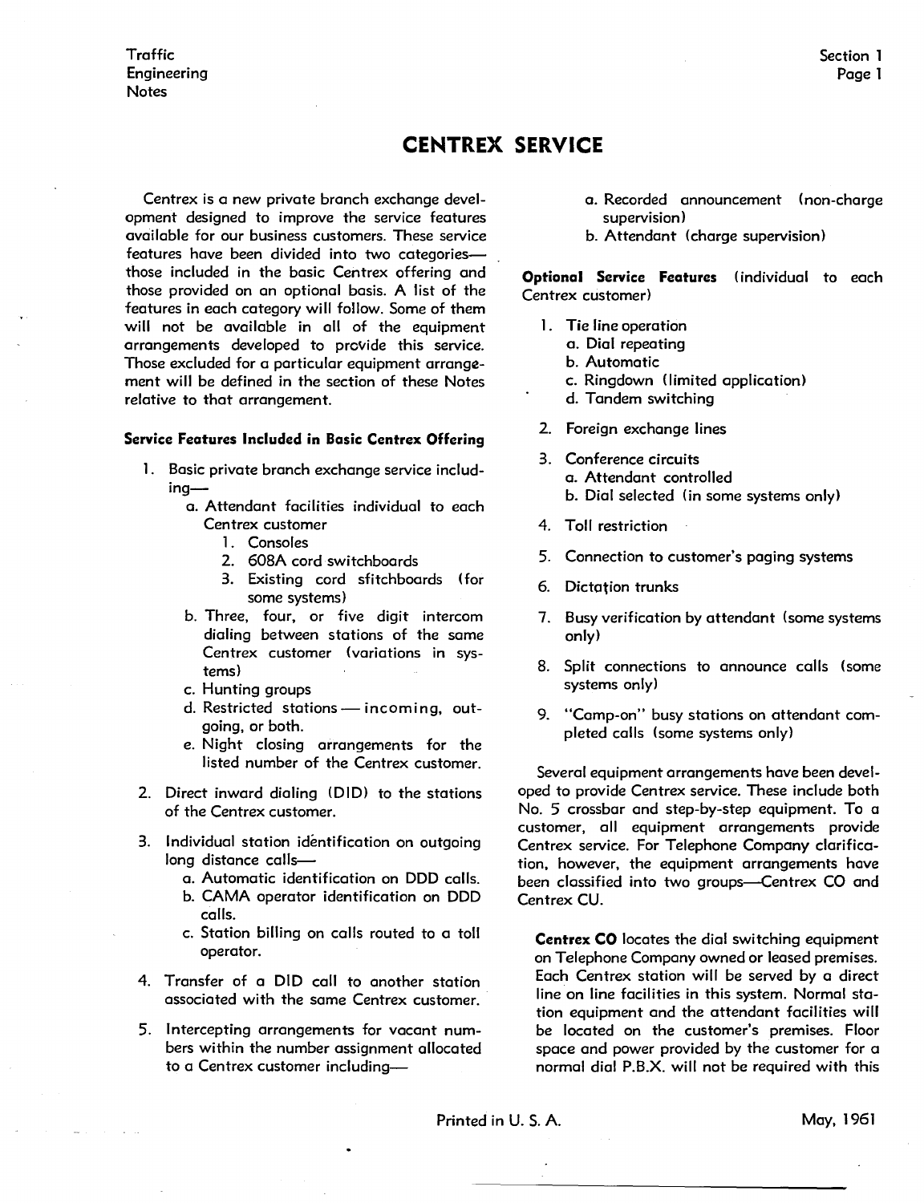# CENTREX SERVICE

Centrex is a new private branch exchange development designed to improve the service features available for our business customers. These service features have been divided into two categories—those included in the basic Centrex offering and those provided on an optional basis. A list of the features in each category will follow. Some of them will not be available in all of the equipment arrangements developed to provide this service. Those excluded for a particular equipment arrangement will be defined in the section of these Notes relative to that arrangement.

**Service Features Included in Basic Centrex Offering**

1. Basic private branch exchange service including—
   - a. Attendant facilities individual to each Centrex customer
     1. Consoles
     2. 608A cord switchboards
     3. Existing cord sfitchboards (for some systems)
   - b. Three, four, or five digit intercom dialing between stations of the same Centrex customer (variations in systems)
   - c. Hunting groups
   - d. Restricted stations — incoming, outgoing, or both.
   - e. Night closing arrangements for the listed number of the Centrex customer.
2. Direct inward dialing (DID) to the stations of the Centrex customer.
3. Individual station identification on outgoing long distance calls—
   - a. Automatic identification on DDD calls.
   - b. CAMA operator identification on DDD calls.
   - c. Station billing on calls routed to a toll operator.
4. Transfer of a DID call to another station associated with the same Centrex customer.
5. Intercepting arrangements for vacant numbers within the number assignment allocated to a Centrex customer including—
   - a. Recorded announcement (non-charge supervision)
   - b. Attendant (charge supervision)

**Optional Service Features** (individual to each Centrex customer)

1. Tie line operation
   - a. Dial repeating
   - b. Automatic
   - c. Ringdown (limited application)
   - d. Tandem switching
2. Foreign exchange lines
3. Conference circuits
   - a. Attendant controlled
   - b. Dial selected (in some systems only)
4. Toll restriction
5. Connection to customer's paging systems
6. Dictation trunks
7. Busy verification by attendant (some systems only)
8. Split connections to announce calls (some systems only)
9. "Camp-on" busy stations on attendant completed calls (some systems only)

Several equipment arrangements have been developed to provide Centrex service. These include both No. 5 crossbar and step-by-step equipment. To a customer, all equipment arrangements provide Centrex service. For Telephone Company clarification, however, the equipment arrangements have been classified into two groups—Centrex CO and Centrex CU.

**Centrex CO** locates the dial switching equipment on Telephone Company owned or leased premises. Each Centrex station will be served by a direct line on line facilities in this system. Normal station equipment and the attendant facilities will be located on the customer's premises. Floor space and power provided by the customer for a normal dial P.B.X. will not be required with this

Printed in U. S. A.

May, 1961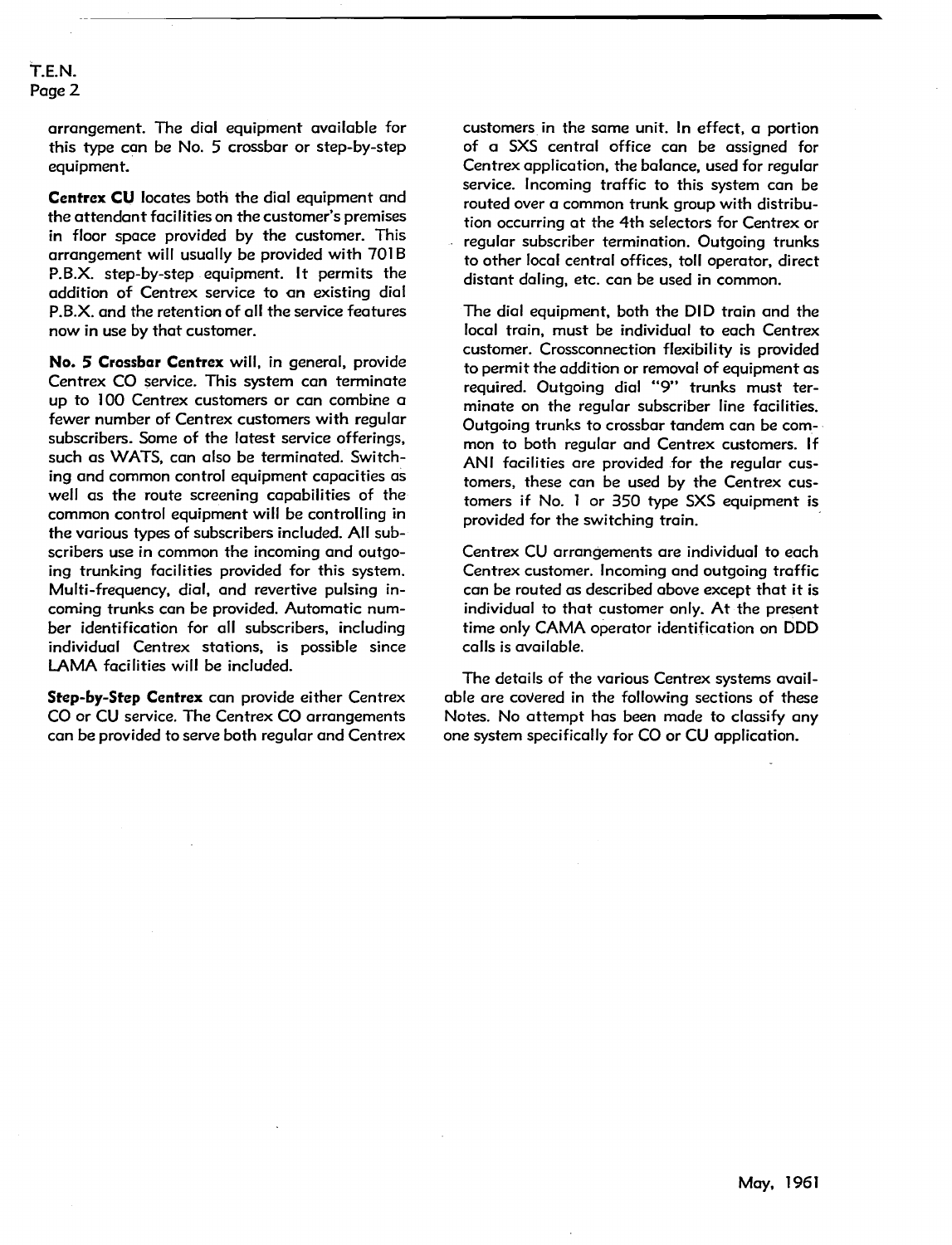arrangement. The dial equipment available for this type can be No. 5 crossbar or step-by-step equipment.

**Centrex CU** locates both the dial equipment and the attendant facilities on the customer's premises in floor space provided by the customer. This arrangement will usually be provided with 701B P.B.X. step-by-step equipment. It permits the addition of Centrex service to an existing dial P.B.X. and the retention of all the service features now in use by that customer.

**No. 5 Crossbar Centrex** will, in general, provide Centrex CO service. This system can terminate up to 100 Centrex customers or can combine a fewer number of Centrex customers with regular subscribers. Some of the latest service offerings, such as WATS, can also be terminated. Switching and common control equipment capacities as well as the route screening capabilities of the common control equipment will be controlling in the various types of subscribers included. All subscribers use in common the incoming and outgoing trunking facilities provided for this system. Multi-frequency, dial, and revertive pulsing incoming trunks can be provided. Automatic number identification for all subscribers, including individual Centrex stations, is possible since LAMA facilities will be included.

**Step-by-Step Centrex** can provide either Centrex CO or CU service. The Centrex CO arrangements can be provided to serve both regular and Centrex customers in the same unit. In effect, a portion of a SXS central office can be assigned for Centrex application, the balance, used for regular service. Incoming traffic to this system can be routed over a common trunk group with distribution occurring at the 4th selectors for Centrex or regular subscriber termination. Outgoing trunks to other local central offices, toll operator, direct distant daling, etc. can be used in common.

The dial equipment, both the DID train and the local train, must be individual to each Centrex customer. Crossconnection flexibility is provided to permit the addition or removal of equipment as required. Outgoing dial "9" trunks must terminate on the regular subscriber line facilities. Outgoing trunks to crossbar tandem can be common to both regular and Centrex customers. If ANI facilities are provided for the regular customers, these can be used by the Centrex customers if No. 1 or 350 type SXS equipment is provided for the switching train.

Centrex CU arrangements are individual to each Centrex customer. Incoming and outgoing traffic can be routed as described above except that it is individual to that customer only. At the present time only CAMA operator identification on DDD calls is available.

The details of the various Centrex systems available are covered in the following sections of these Notes. No attempt has been made to classify any one system specifically for CO or CU application.